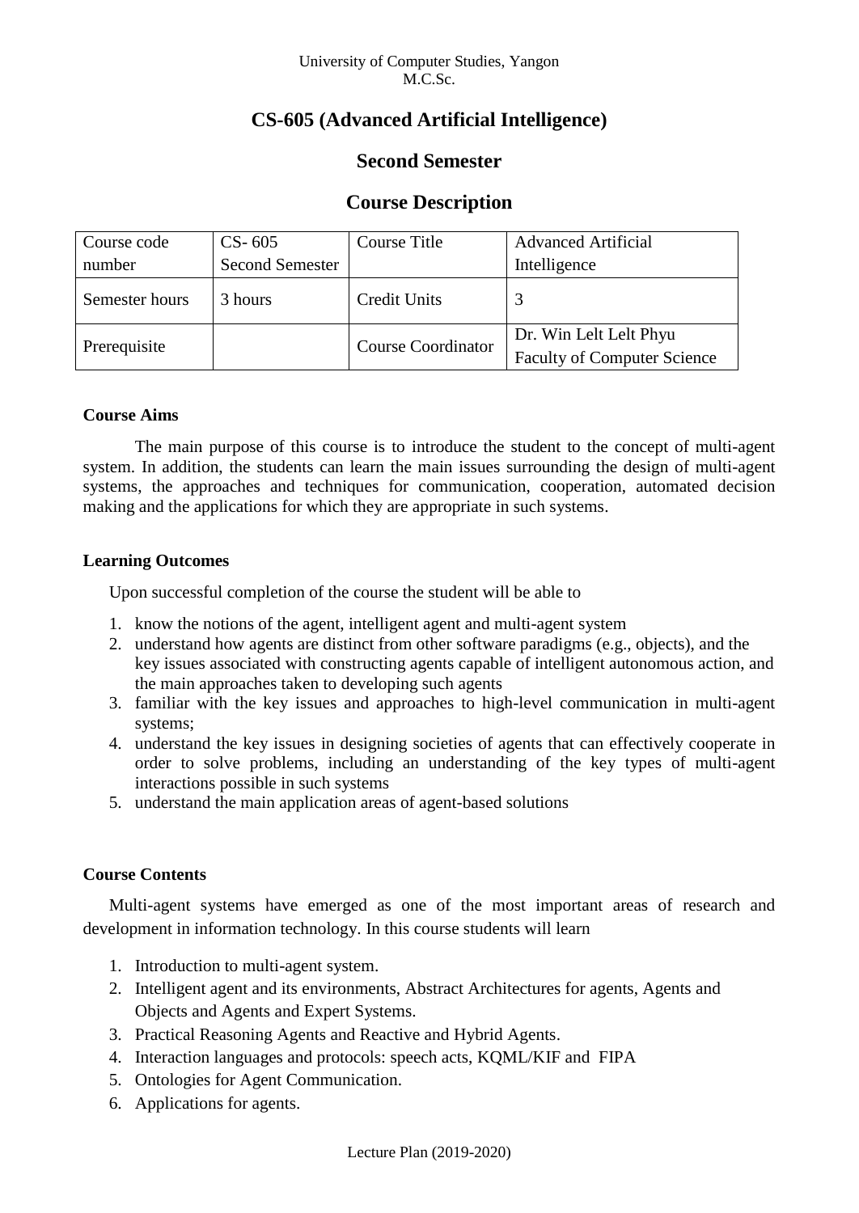University of Computer Studies, Yangon
M.C.Sc.

# CS-605 (Advanced Artificial Intelligence)

## Second Semester

## Course Description

| Course code number | CS- 605 Second Semester | Course Title | Advanced Artificial Intelligence |
|---|---|---|---|
| Semester hours | 3 hours | Credit Units | 3 |
| Prerequisite | | Course Coordinator | Dr. Win Lelt Lelt Phyu Faculty of Computer Science |

**Course Aims**

The main purpose of this course is to introduce the student to the concept of multi-agent system. In addition, the students can learn the main issues surrounding the design of multi-agent systems, the approaches and techniques for communication, cooperation, automated decision making and the applications for which they are appropriate in such systems.

**Learning Outcomes**

Upon successful completion of the course the student will be able to

1. know the notions of the agent, intelligent agent and multi-agent system
2. understand how agents are distinct from other software paradigms (e.g., objects), and the key issues associated with constructing agents capable of intelligent autonomous action, and the main approaches taken to developing such agents
3. familiar with the key issues and approaches to high-level communication in multi-agent systems;
4. understand the key issues in designing societies of agents that can effectively cooperate in order to solve problems, including an understanding of the key types of multi-agent interactions possible in such systems
5. understand the main application areas of agent-based solutions

**Course Contents**

Multi-agent systems have emerged as one of the most important areas of research and development in information technology. In this course students will learn

1. Introduction to multi-agent system.
2. Intelligent agent and its environments, Abstract Architectures for agents, Agents and Objects and Agents and Expert Systems.
3. Practical Reasoning Agents and Reactive and Hybrid Agents.
4. Interaction languages and protocols: speech acts, KQML/KIF and FIPA
5. Ontologies for Agent Communication.
6. Applications for agents.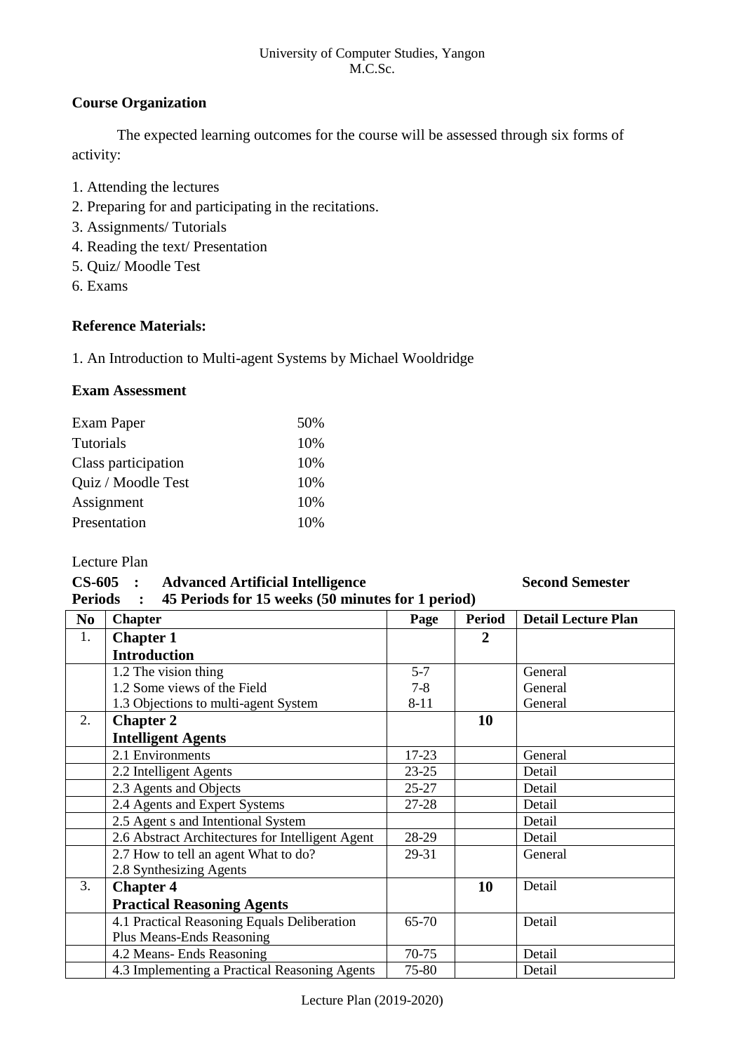University of Computer Studies, Yangon
M.C.Sc.

### Course Organization

The expected learning outcomes for the course will be assessed through six forms of activity:

1. Attending the lectures
2. Preparing for and participating in the recitations.
3. Assignments/ Tutorials
4. Reading the text/ Presentation
5. Quiz/ Moodle Test
6. Exams

### Reference Materials:

1. An Introduction to Multi-agent Systems by Michael Wooldridge

### Exam Assessment

| | |
|---|---|
| Exam Paper | 50% |
| Tutorials | 10% |
| Class participation | 10% |
| Quiz / Moodle Test | 10% |
| Assignment | 10% |
| Presentation | 10% |

Lecture Plan

**CS-605 : Advanced Artificial Intelligence** **Second Semester**

**Periods : 45 Periods for 15 weeks (50 minutes for 1 period)**

| No | Chapter | Page | Period | Detail Lecture Plan |
|---|---|---|---|---|
| 1. | **Chapter 1**<br>**Introduction** | | **2** | |
| | 1.2 The vision thing<br>1.2 Some views of the Field<br>1.3 Objections to multi-agent System | 5-7<br>7-8<br>8-11 | | General<br>General<br>General |
| 2. | **Chapter 2**<br>**Intelligent Agents** | | **10** | |
| | 2.1 Environments | 17-23 | | General |
| | 2.2 Intelligent Agents | 23-25 | | Detail |
| | 2.3 Agents and Objects | 25-27 | | Detail |
| | 2.4 Agents and Expert Systems | 27-28 | | Detail |
| | 2.5 Agent s and Intentional System | | | Detail |
| | 2.6 Abstract Architectures for Intelligent Agent | 28-29 | | Detail |
| | 2.7 How to tell an agent What to do?<br>2.8 Synthesizing Agents | 29-31 | | General |
| 3. | **Chapter 4**<br>**Practical Reasoning Agents** | | **10** | Detail |
| | 4.1 Practical Reasoning Equals Deliberation Plus Means-Ends Reasoning | 65-70 | | Detail |
| | 4.2 Means- Ends Reasoning | 70-75 | | Detail |
| | 4.3 Implementing a Practical Reasoning Agents | 75-80 | | Detail |

Lecture Plan (2019-2020)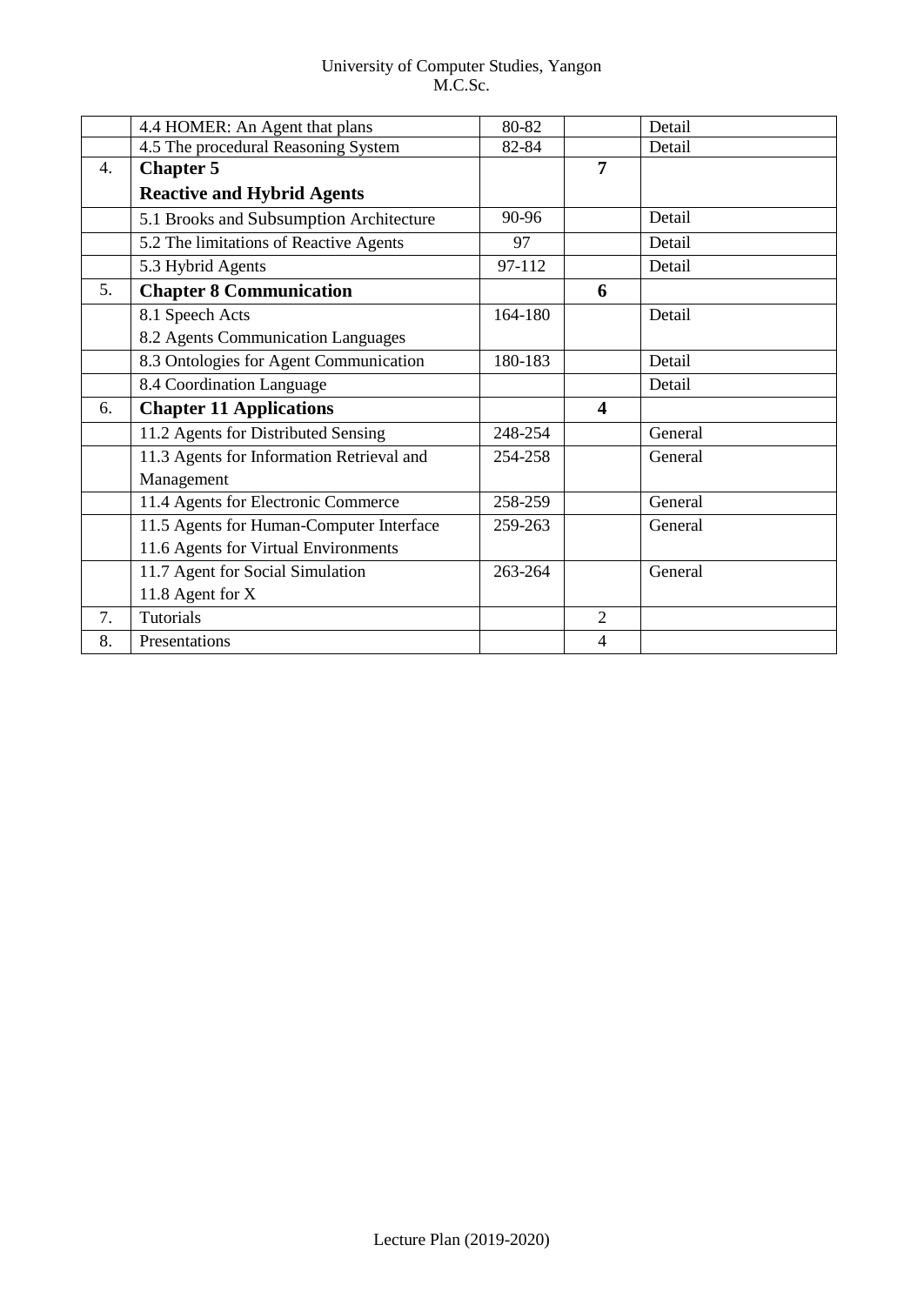| | | | | |
|---|---|---|---|---|
| | 4.4 HOMER: An Agent that plans | 80-82 | | Detail |
| | 4.5 The procedural Reasoning System | 82-84 | | Detail |
| 4. | **Chapter 5**<br>**Reactive and Hybrid Agents** | | **7** | |
| | 5.1 Brooks and Subsumption Architecture | 90-96 | | Detail |
| | 5.2 The limitations of Reactive Agents | 97 | | Detail |
| | 5.3 Hybrid Agents | 97-112 | | Detail |
| 5. | **Chapter 8 Communication** | | **6** | |
| | 8.1 Speech Acts<br>8.2 Agents Communication Languages | 164-180 | | Detail |
| | 8.3 Ontologies for Agent Communication | 180-183 | | Detail |
| | 8.4 Coordination Language | | | Detail |
| 6. | **Chapter 11 Applications** | | **4** | |
| | 11.2 Agents for Distributed Sensing | 248-254 | | General |
| | 11.3 Agents for Information Retrieval and Management | 254-258 | | General |
| | 11.4 Agents for Electronic Commerce | 258-259 | | General |
| | 11.5 Agents for Human-Computer Interface<br>11.6 Agents for Virtual Environments | 259-263 | | General |
| | 11.7 Agent for Social Simulation<br>11.8 Agent for X | 263-264 | | General |
| 7. | Tutorials | | 2 | |
| 8. | Presentations | | 4 | |